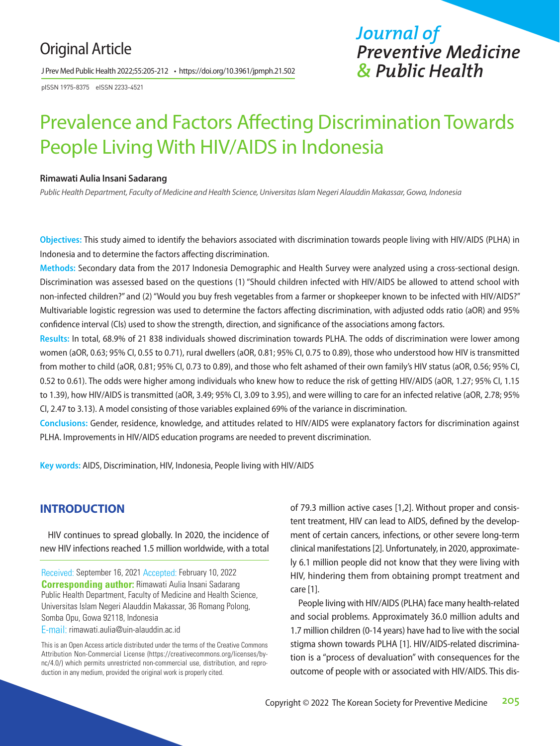Original Article

J Prev Med Public Health 2022;55:205-212 • https://doi.org/10.3961/jpmph.21.502

pISSN 1975-8375 eISSN 2233-4521

# Prevalence and Factors Affecting Discrimination Towards People Living With HIV/AIDS in Indonesia

**Rimawati Aulia Insani Sadarang**

*Public Health Department, Faculty of Medicine and Health Science, Universitas Islam Negeri Alauddin Makassar, Gowa, Indonesia*

**Objectives:** This study aimed to identify the behaviors associated with discrimination towards people living with HIV/AIDS (PLHA) in Indonesia and to determine the factors affecting discrimination.

**Methods:** Secondary data from the 2017 Indonesia Demographic and Health Survey were analyzed using a cross-sectional design. Discrimination was assessed based on the questions (1) "Should children infected with HIV/AIDS be allowed to attend school with non-infected children?" and (2) "Would you buy fresh vegetables from a farmer or shopkeeper known to be infected with HIV/AIDS?" Multivariable logistic regression was used to determine the factors affecting discrimination, with adjusted odds ratio (aOR) and 95% confidence interval (CIs) used to show the strength, direction, and significance of the associations among factors.

**Results:** In total, 68.9% of 21 838 individuals showed discrimination towards PLHA. The odds of discrimination were lower among women (aOR, 0.63; 95% CI, 0.55 to 0.71), rural dwellers (aOR, 0.81; 95% CI, 0.75 to 0.89), those who understood how HIV is transmitted from mother to child (aOR, 0.81; 95% CI, 0.73 to 0.89), and those who felt ashamed of their own family's HIV status (aOR, 0.56; 95% CI, 0.52 to 0.61). The odds were higher among individuals who knew how to reduce the risk of getting HIV/AIDS (aOR, 1.27; 95% CI, 1.15 to 1.39), how HIV/AIDS is transmitted (aOR, 3.49; 95% CI, 3.09 to 3.95), and were willing to care for an infected relative (aOR, 2.78; 95% CI, 2.47 to 3.13). A model consisting of those variables explained 69% of the variance in discrimination.

**Conclusions:** Gender, residence, knowledge, and attitudes related to HIV/AIDS were explanatory factors for discrimination against PLHA. Improvements in HIV/AIDS education programs are needed to prevent discrimination.

**Key words:** AIDS, Discrimination, HIV, Indonesia, People living with HIV/AIDS

## INTRODUCTION

HIV continues to spread globally. In 2020, the incidence of new HIV infections reached 1.5 million worldwide, with a total of 79.3 million active cases [1,2]. Without proper and consistent treatment, HIV can lead to AIDS, defined by the development of certain cancers, infections, or other severe long-term clinical manifestations [2]. Unfortunately, in 2020, approximately 6.1 million people did not know that they were living with HIV, hindering them from obtaining prompt treatment and care [1].

People living with HIV/AIDS (PLHA) face many health-related and social problems. Approximately 36.0 million adults and 1.7 million children (0-14 years) have had to live with the social stigma shown towards PLHA [1]. HIV/AIDS-related discrimination is a "process of devaluation" with consequences for the outcome of people with or associated with HIV/AIDS. This dis-

Received: September 16, 2021 Accepted: February 10, 2022

**Corresponding author:** Rimawati Aulia Insani Sadarang
Public Health Department, Faculty of Medicine and Health Science, Universitas Islam Negeri Alauddin Makassar, 36 Romang Polong, Somba Opu, Gowa 92118, Indonesia
E-mail: rimawati.aulia@uin-alauddin.ac.id

This is an Open Access article distributed under the terms of the Creative Commons Attribution Non-Commercial License (https://creativecommons.org/licenses/by-nc/4.0/) which permits unrestricted non-commercial use, distribution, and reproduction in any medium, provided the original work is properly cited.

Copyright © 2022 The Korean Society for Preventive Medicine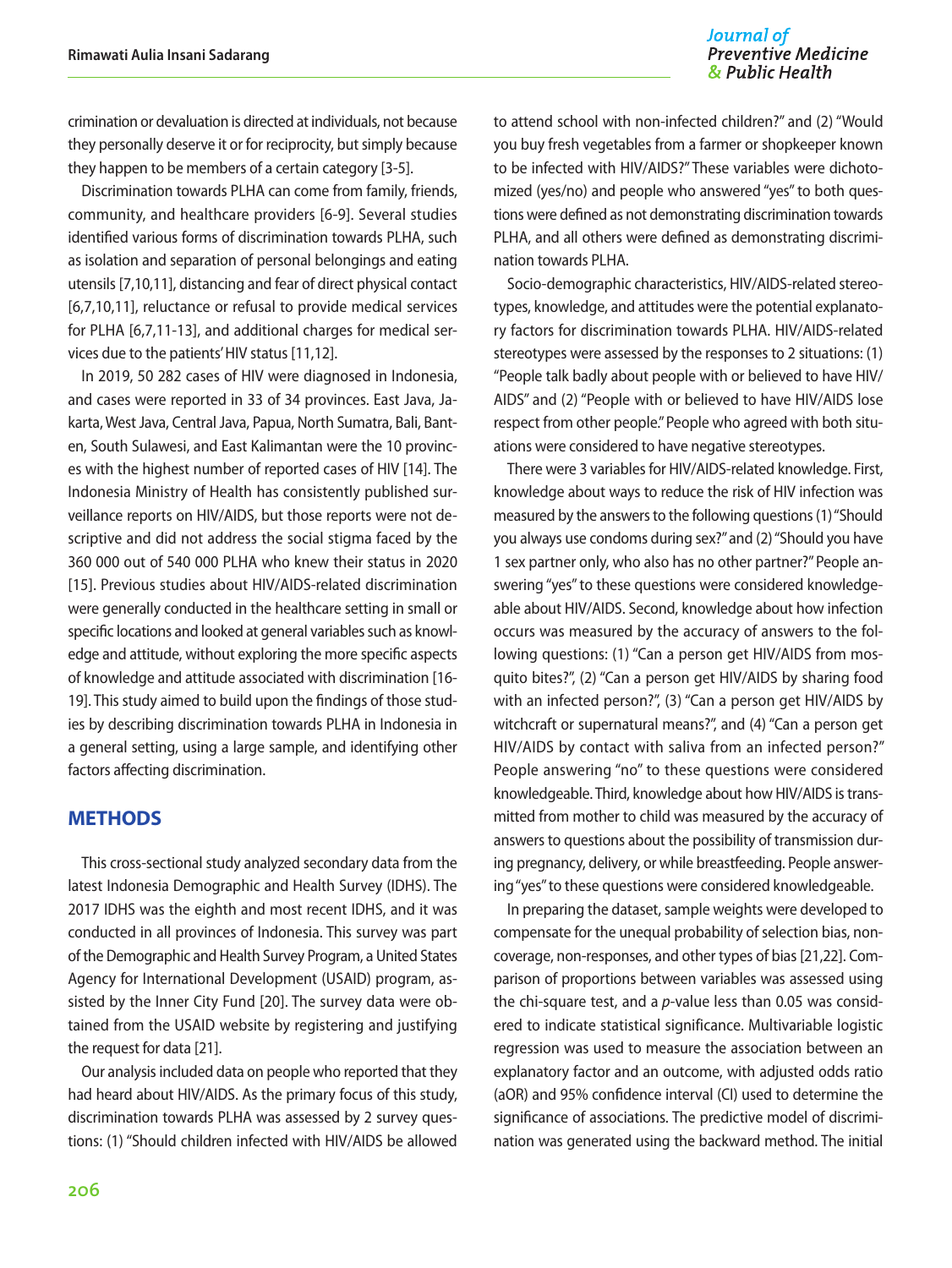crimination or devaluation is directed at individuals, not because they personally deserve it or for reciprocity, but simply because they happen to be members of a certain category [3-5].

Discrimination towards PLHA can come from family, friends, community, and healthcare providers [6-9]. Several studies identified various forms of discrimination towards PLHA, such as isolation and separation of personal belongings and eating utensils [7,10,11], distancing and fear of direct physical contact [6,7,10,11], reluctance or refusal to provide medical services for PLHA [6,7,11-13], and additional charges for medical services due to the patients' HIV status [11,12].

In 2019, 50 282 cases of HIV were diagnosed in Indonesia, and cases were reported in 33 of 34 provinces. East Java, Jakarta, West Java, Central Java, Papua, North Sumatra, Bali, Banten, South Sulawesi, and East Kalimantan were the 10 provinces with the highest number of reported cases of HIV [14]. The Indonesia Ministry of Health has consistently published surveillance reports on HIV/AIDS, but those reports were not descriptive and did not address the social stigma faced by the 360 000 out of 540 000 PLHA who knew their status in 2020 [15]. Previous studies about HIV/AIDS-related discrimination were generally conducted in the healthcare setting in small or specific locations and looked at general variables such as knowledge and attitude, without exploring the more specific aspects of knowledge and attitude associated with discrimination [16-19]. This study aimed to build upon the findings of those studies by describing discrimination towards PLHA in Indonesia in a general setting, using a large sample, and identifying other factors affecting discrimination.

## METHODS

This cross-sectional study analyzed secondary data from the latest Indonesia Demographic and Health Survey (IDHS). The 2017 IDHS was the eighth and most recent IDHS, and it was conducted in all provinces of Indonesia. This survey was part of the Demographic and Health Survey Program, a United States Agency for International Development (USAID) program, assisted by the Inner City Fund [20]. The survey data were obtained from the USAID website by registering and justifying the request for data [21].

Our analysis included data on people who reported that they had heard about HIV/AIDS. As the primary focus of this study, discrimination towards PLHA was assessed by 2 survey questions: (1) "Should children infected with HIV/AIDS be allowed to attend school with non-infected children?" and (2) "Would you buy fresh vegetables from a farmer or shopkeeper known to be infected with HIV/AIDS?" These variables were dichotomized (yes/no) and people who answered "yes" to both questions were defined as not demonstrating discrimination towards PLHA, and all others were defined as demonstrating discrimination towards PLHA.

Socio-demographic characteristics, HIV/AIDS-related stereotypes, knowledge, and attitudes were the potential explanatory factors for discrimination towards PLHA. HIV/AIDS-related stereotypes were assessed by the responses to 2 situations: (1) "People talk badly about people with or believed to have HIV/AIDS" and (2) "People with or believed to have HIV/AIDS lose respect from other people." People who agreed with both situations were considered to have negative stereotypes.

There were 3 variables for HIV/AIDS-related knowledge. First, knowledge about ways to reduce the risk of HIV infection was measured by the answers to the following questions (1) "Should you always use condoms during sex?" and (2) "Should you have 1 sex partner only, who also has no other partner?" People answering "yes" to these questions were considered knowledgeable about HIV/AIDS. Second, knowledge about how infection occurs was measured by the accuracy of answers to the following questions: (1) "Can a person get HIV/AIDS from mosquito bites?", (2) "Can a person get HIV/AIDS by sharing food with an infected person?", (3) "Can a person get HIV/AIDS by witchcraft or supernatural means?", and (4) "Can a person get HIV/AIDS by contact with saliva from an infected person?" People answering "no" to these questions were considered knowledgeable. Third, knowledge about how HIV/AIDS is transmitted from mother to child was measured by the accuracy of answers to questions about the possibility of transmission during pregnancy, delivery, or while breastfeeding. People answering "yes" to these questions were considered knowledgeable.

In preparing the dataset, sample weights were developed to compensate for the unequal probability of selection bias, non-coverage, non-responses, and other types of bias [21,22]. Comparison of proportions between variables was assessed using the chi-square test, and a *p*-value less than 0.05 was considered to indicate statistical significance. Multivariable logistic regression was used to measure the association between an explanatory factor and an outcome, with adjusted odds ratio (aOR) and 95% confidence interval (CI) used to determine the significance of associations. The predictive model of discrimination was generated using the backward method. The initial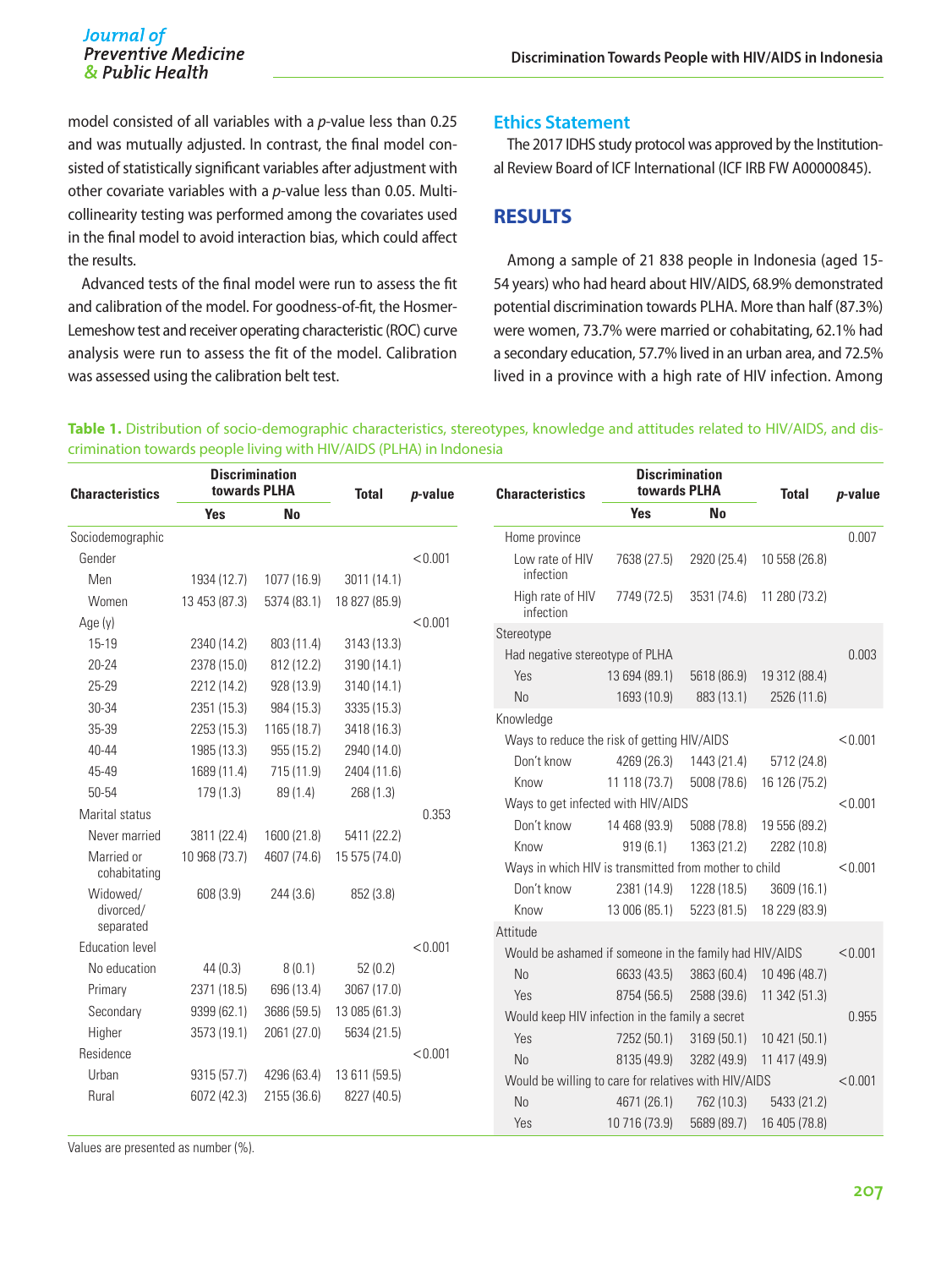model consisted of all variables with a *p*-value less than 0.25 and was mutually adjusted. In contrast, the final model consisted of statistically significant variables after adjustment with other covariate variables with a *p*-value less than 0.05. Multicollinearity testing was performed among the covariates used in the final model to avoid interaction bias, which could affect the results.

Advanced tests of the final model were run to assess the fit and calibration of the model. For goodness-of-fit, the Hosmer-Lemeshow test and receiver operating characteristic (ROC) curve analysis were run to assess the fit of the model. Calibration was assessed using the calibration belt test.

## Ethics Statement

The 2017 IDHS study protocol was approved by the Institutional Review Board of ICF International (ICF IRB FW A00000845).

# RESULTS

Among a sample of 21 838 people in Indonesia (aged 15-54 years) who had heard about HIV/AIDS, 68.9% demonstrated potential discrimination towards PLHA. More than half (87.3%) were women, 73.7% were married or cohabitating, 62.1% had a secondary education, 57.7% lived in an urban area, and 72.5% lived in a province with a high rate of HIV infection. Among

**Table 1.** Distribution of socio-demographic characteristics, stereotypes, knowledge and attitudes related to HIV/AIDS, and discrimination towards people living with HIV/AIDS (PLHA) in Indonesia

| Characteristics | Discrimination towards PLHA | | Total | *p*-value |
|---|---|---|---|---|
| | Yes | No | | |
| Sociodemographic | | | | |
| Gender | | | | <0.001 |
| Men | 1934 (12.7) | 1077 (16.9) | 3011 (14.1) | |
| Women | 13 453 (87.3) | 5374 (83.1) | 18 827 (85.9) | |
| Age (y) | | | | <0.001 |
| 15-19 | 2340 (14.2) | 803 (11.4) | 3143 (13.3) | |
| 20-24 | 2378 (15.0) | 812 (12.2) | 3190 (14.1) | |
| 25-29 | 2212 (14.2) | 928 (13.9) | 3140 (14.1) | |
| 30-34 | 2351 (15.3) | 984 (15.3) | 3335 (15.3) | |
| 35-39 | 2253 (15.3) | 1165 (18.7) | 3418 (16.3) | |
| 40-44 | 1985 (13.3) | 955 (15.2) | 2940 (14.0) | |
| 45-49 | 1689 (11.4) | 715 (11.9) | 2404 (11.6) | |
| 50-54 | 179 (1.3) | 89 (1.4) | 268 (1.3) | |
| Marital status | | | | 0.353 |
| Never married | 3811 (22.4) | 1600 (21.8) | 5411 (22.2) | |
| Married or cohabitating | 10 968 (73.7) | 4607 (74.6) | 15 575 (74.0) | |
| Widowed/divorced/separated | 608 (3.9) | 244 (3.6) | 852 (3.8) | |
| Education level | | | | <0.001 |
| No education | 44 (0.3) | 8 (0.1) | 52 (0.2) | |
| Primary | 2371 (18.5) | 696 (13.4) | 3067 (17.0) | |
| Secondary | 9399 (62.1) | 3686 (59.5) | 13 085 (61.3) | |
| Higher | 3573 (19.1) | 2061 (27.0) | 5634 (21.5) | |
| Residence | | | | <0.001 |
| Urban | 9315 (57.7) | 4296 (63.4) | 13 611 (59.5) | |
| Rural | 6072 (42.3) | 2155 (36.6) | 8227 (40.5) | |
| Home province | | | | 0.007 |
| Low rate of HIV infection | 7638 (27.5) | 2920 (25.4) | 10 558 (26.8) | |
| High rate of HIV infection | 7749 (72.5) | 3531 (74.6) | 11 280 (73.2) | |
| Stereotype | | | | |
| Had negative stereotype of PLHA | | | | 0.003 |
| Yes | 13 694 (89.1) | 5618 (86.9) | 19 312 (88.4) | |
| No | 1693 (10.9) | 883 (13.1) | 2526 (11.6) | |
| Knowledge | | | | |
| Ways to reduce the risk of getting HIV/AIDS | | | | <0.001 |
| Don't know | 4269 (26.3) | 1443 (21.4) | 5712 (24.8) | |
| Know | 11 118 (73.7) | 5008 (78.6) | 16 126 (75.2) | |
| Ways to get infected with HIV/AIDS | | | | <0.001 |
| Don't know | 14 468 (93.9) | 5088 (78.8) | 19 556 (89.2) | |
| Know | 919 (6.1) | 1363 (21.2) | 2282 (10.8) | |
| Ways in which HIV is transmitted from mother to child | | | | <0.001 |
| Don't know | 2381 (14.9) | 1228 (18.5) | 3609 (16.1) | |
| Know | 13 006 (85.1) | 5223 (81.5) | 18 229 (83.9) | |
| Attitude | | | | |
| Would be ashamed if someone in the family had HIV/AIDS | | | | <0.001 |
| No | 6633 (43.5) | 3863 (60.4) | 10 496 (48.7) | |
| Yes | 8754 (56.5) | 2588 (39.6) | 11 342 (51.3) | |
| Would keep HIV infection in the family a secret | | | | 0.955 |
| Yes | 7252 (50.1) | 3169 (50.1) | 10 421 (50.1) | |
| No | 8135 (49.9) | 3282 (49.9) | 11 417 (49.9) | |
| Would be willing to care for relatives with HIV/AIDS | | | | <0.001 |
| No | 4671 (26.1) | 762 (10.3) | 5433 (21.2) | |
| Yes | 10 716 (73.9) | 5689 (89.7) | 16 405 (78.8) | |

Values are presented as number (%).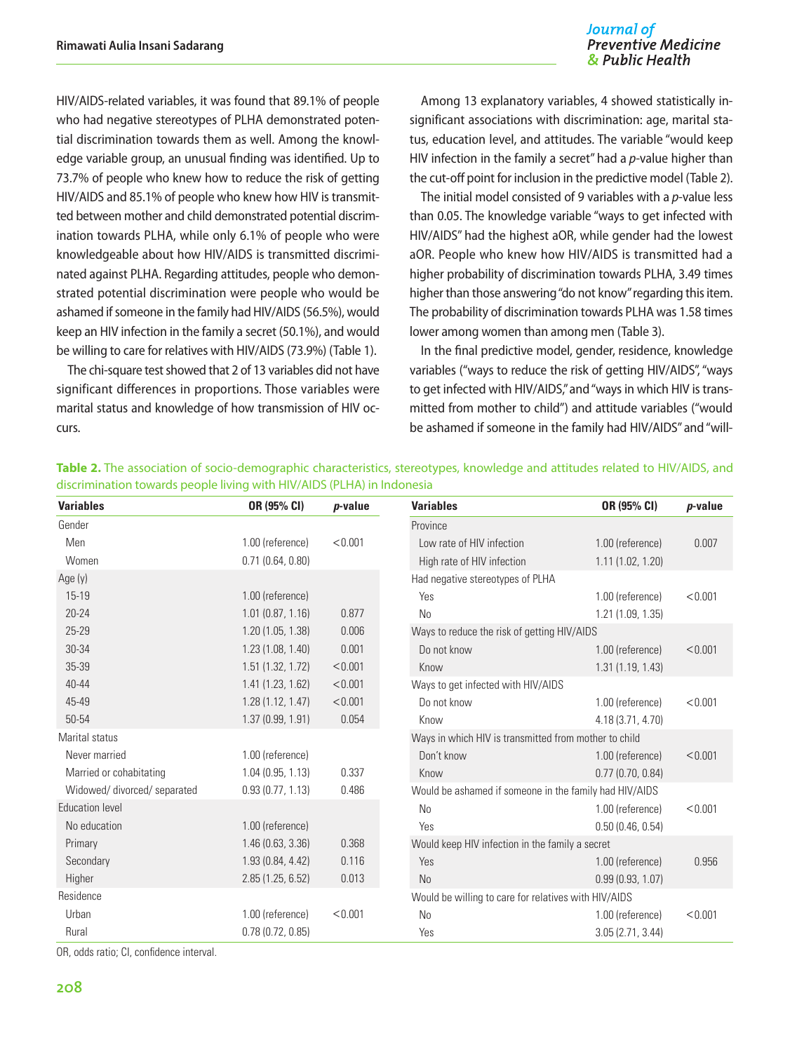HIV/AIDS-related variables, it was found that 89.1% of people who had negative stereotypes of PLHA demonstrated potential discrimination towards them as well. Among the knowledge variable group, an unusual finding was identified. Up to 73.7% of people who knew how to reduce the risk of getting HIV/AIDS and 85.1% of people who knew how HIV is transmitted between mother and child demonstrated potential discrimination towards PLHA, while only 6.1% of people who were knowledgeable about how HIV/AIDS is transmitted discriminated against PLHA. Regarding attitudes, people who demonstrated potential discrimination were people who would be ashamed if someone in the family had HIV/AIDS (56.5%), would keep an HIV infection in the family a secret (50.1%), and would be willing to care for relatives with HIV/AIDS (73.9%) (Table 1).

The chi-square test showed that 2 of 13 variables did not have significant differences in proportions. Those variables were marital status and knowledge of how transmission of HIV occurs.

Among 13 explanatory variables, 4 showed statistically insignificant associations with discrimination: age, marital status, education level, and attitudes. The variable "would keep HIV infection in the family a secret" had a *p*-value higher than the cut-off point for inclusion in the predictive model (Table 2).

The initial model consisted of 9 variables with a *p*-value less than 0.05. The knowledge variable "ways to get infected with HIV/AIDS" had the highest aOR, while gender had the lowest aOR. People who knew how HIV/AIDS is transmitted had a higher probability of discrimination towards PLHA, 3.49 times higher than those answering "do not know" regarding this item. The probability of discrimination towards PLHA was 1.58 times lower among women than among men (Table 3).

In the final predictive model, gender, residence, knowledge variables ("ways to reduce the risk of getting HIV/AIDS", "ways to get infected with HIV/AIDS," and "ways in which HIV is transmitted from mother to child") and attitude variables ("would be ashamed if someone in the family had HIV/AIDS" and "will-

**Table 2.** The association of socio-demographic characteristics, stereotypes, knowledge and attitudes related to HIV/AIDS, and discrimination towards people living with HIV/AIDS (PLHA) in Indonesia

| Variables | OR (95% CI) | *p*-value |
|---|---|---|
| Gender | | |
| Men | 1.00 (reference) | <0.001 |
| Women | 0.71 (0.64, 0.80) | |
| Age (y) | | |
| 15-19 | 1.00 (reference) | |
| 20-24 | 1.01 (0.87, 1.16) | 0.877 |
| 25-29 | 1.20 (1.05, 1.38) | 0.006 |
| 30-34 | 1.23 (1.08, 1.40) | 0.001 |
| 35-39 | 1.51 (1.32, 1.72) | <0.001 |
| 40-44 | 1.41 (1.23, 1.62) | <0.001 |
| 45-49 | 1.28 (1.12, 1.47) | <0.001 |
| 50-54 | 1.37 (0.99, 1.91) | 0.054 |
| Marital status | | |
| Never married | 1.00 (reference) | |
| Married or cohabitating | 1.04 (0.95, 1.13) | 0.337 |
| Widowed/ divorced/ separated | 0.93 (0.77, 1.13) | 0.486 |
| Education level | | |
| No education | 1.00 (reference) | |
| Primary | 1.46 (0.63, 3.36) | 0.368 |
| Secondary | 1.93 (0.84, 4.42) | 0.116 |
| Higher | 2.85 (1.25, 6.52) | 0.013 |
| Residence | | |
| Urban | 1.00 (reference) | <0.001 |
| Rural | 0.78 (0.72, 0.85) | |
| Province | | |
| Low rate of HIV infection | 1.00 (reference) | 0.007 |
| High rate of HIV infection | 1.11 (1.02, 1.20) | |
| Had negative stereotypes of PLHA | | |
| Yes | 1.00 (reference) | <0.001 |
| No | 1.21 (1.09, 1.35) | |
| Ways to reduce the risk of getting HIV/AIDS | | |
| Do not know | 1.00 (reference) | <0.001 |
| Know | 1.31 (1.19, 1.43) | |
| Ways to get infected with HIV/AIDS | | |
| Do not know | 1.00 (reference) | <0.001 |
| Know | 4.18 (3.71, 4.70) | |
| Ways in which HIV is transmitted from mother to child | | |
| Don't know | 1.00 (reference) | <0.001 |
| Know | 0.77 (0.70, 0.84) | |
| Would be ashamed if someone in the family had HIV/AIDS | | |
| No | 1.00 (reference) | <0.001 |
| Yes | 0.50 (0.46, 0.54) | |
| Would keep HIV infection in the family a secret | | |
| Yes | 1.00 (reference) | 0.956 |
| No | 0.99 (0.93, 1.07) | |
| Would be willing to care for relatives with HIV/AIDS | | |
| No | 1.00 (reference) | <0.001 |
| Yes | 3.05 (2.71, 3.44) | |

OR, odds ratio; CI, confidence interval.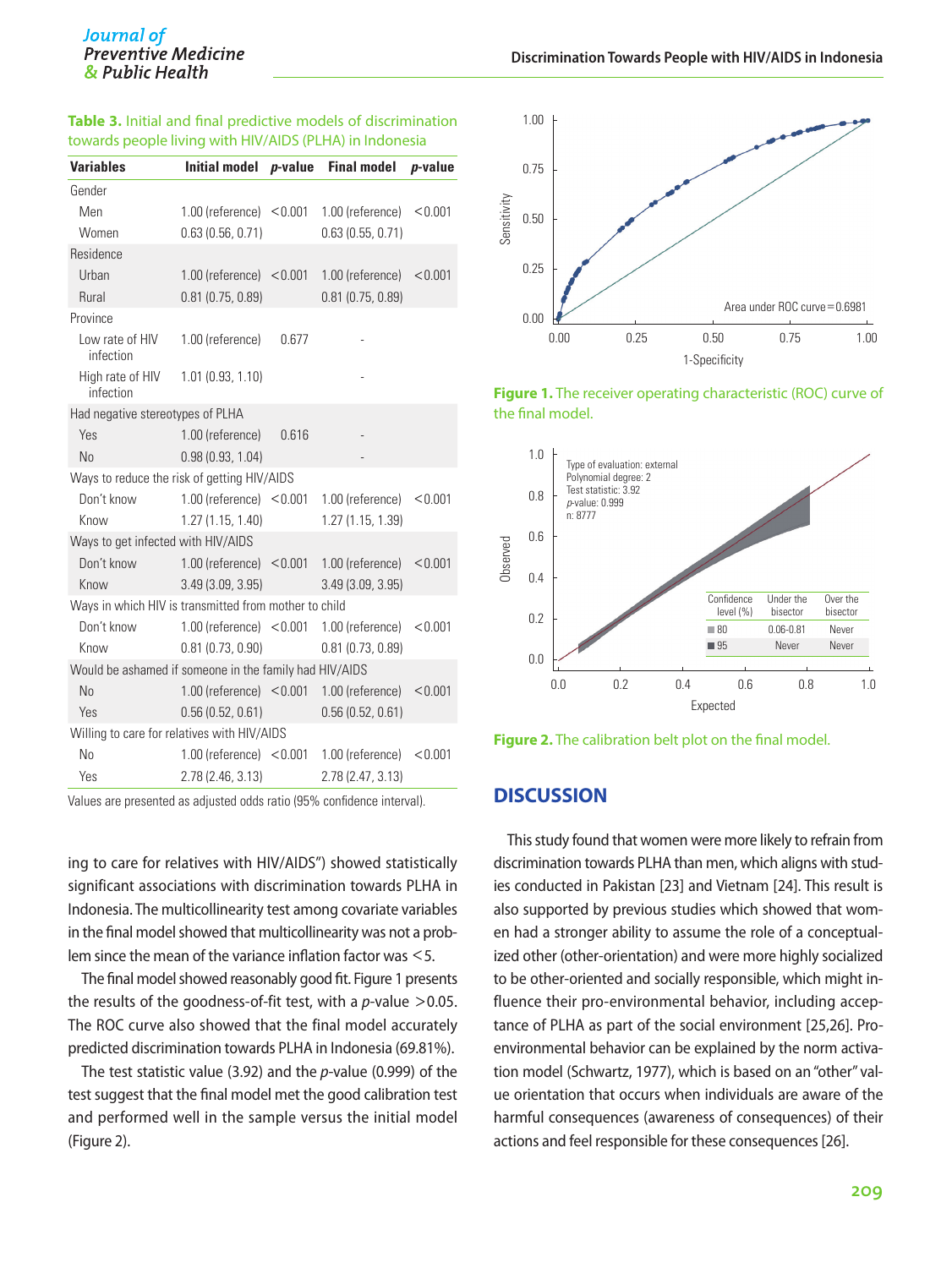**Table 3.** Initial and final predictive models of discrimination towards people living with HIV/AIDS (PLHA) in Indonesia

| Variables | Initial model | p-value | Final model | p-value |
|---|---|---|---|---|
| Gender | | | | |
| Men | 1.00 (reference) | <0.001 | 1.00 (reference) | <0.001 |
| Women | 0.63 (0.56, 0.71) | | 0.63 (0.55, 0.71) | |
| Residence | | | | |
| Urban | 1.00 (reference) | <0.001 | 1.00 (reference) | <0.001 |
| Rural | 0.81 (0.75, 0.89) | | 0.81 (0.75, 0.89) | |
| Province | | | | |
| Low rate of HIV infection | 1.00 (reference) | 0.677 | - | |
| High rate of HIV infection | 1.01 (0.93, 1.10) | | - | |
| Had negative stereotypes of PLHA | | | | |
| Yes | 1.00 (reference) | 0.616 | - | |
| No | 0.98 (0.93, 1.04) | | - | |
| Ways to reduce the risk of getting HIV/AIDS | | | | |
| Don't know | 1.00 (reference) | <0.001 | 1.00 (reference) | <0.001 |
| Know | 1.27 (1.15, 1.40) | | 1.27 (1.15, 1.39) | |
| Ways to get infected with HIV/AIDS | | | | |
| Don't know | 1.00 (reference) | <0.001 | 1.00 (reference) | <0.001 |
| Know | 3.49 (3.09, 3.95) | | 3.49 (3.09, 3.95) | |
| Ways in which HIV is transmitted from mother to child | | | | |
| Don't know | 1.00 (reference) | <0.001 | 1.00 (reference) | <0.001 |
| Know | 0.81 (0.73, 0.90) | | 0.81 (0.73, 0.89) | |
| Would be ashamed if someone in the family had HIV/AIDS | | | | |
| No | 1.00 (reference) | <0.001 | 1.00 (reference) | <0.001 |
| Yes | 0.56 (0.52, 0.61) | | 0.56 (0.52, 0.61) | |
| Willing to care for relatives with HIV/AIDS | | | | |
| No | 1.00 (reference) | <0.001 | 1.00 (reference) | <0.001 |
| Yes | 2.78 (2.46, 3.13) | | 2.78 (2.47, 3.13) | |

Values are presented as adjusted odds ratio (95% confidence interval).

ing to care for relatives with HIV/AIDS") showed statistically significant associations with discrimination towards PLHA in Indonesia. The multicollinearity test among covariate variables in the final model showed that multicollinearity was not a problem since the mean of the variance inflation factor was <5.

The final model showed reasonably good fit. Figure 1 presents the results of the goodness-of-fit test, with a $p$-value >0.05. The ROC curve also showed that the final model accurately predicted discrimination towards PLHA in Indonesia (69.81%).

The test statistic value (3.92) and the $p$-value (0.999) of the test suggest that the final model met the good calibration test and performed well in the sample versus the initial model (Figure 2).

**Figure 1.** The receiver operating characteristic (ROC) curve of the final model.

**Figure 2.** The calibration belt plot on the final model.

## DISCUSSION

This study found that women were more likely to refrain from discrimination towards PLHA than men, which aligns with studies conducted in Pakistan [23] and Vietnam [24]. This result is also supported by previous studies which showed that women had a stronger ability to assume the role of a conceptualized other (other-orientation) and were more highly socialized to be other-oriented and socially responsible, which might influence their pro-environmental behavior, including acceptance of PLHA as part of the social environment [25,26]. Pro-environmental behavior can be explained by the norm activation model (Schwartz, 1977), which is based on an "other" value orientation that occurs when individuals are aware of the harmful consequences (awareness of consequences) of their actions and feel responsible for these consequences [26].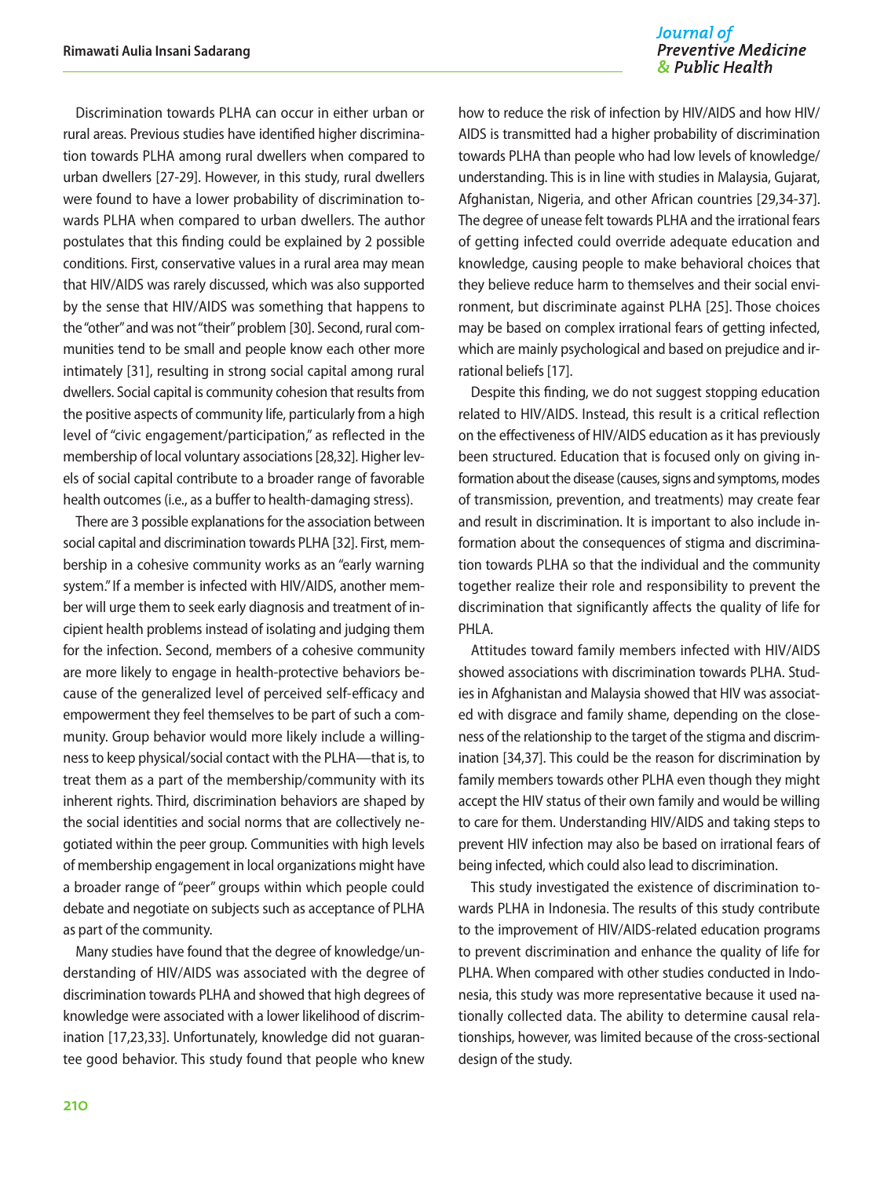Discrimination towards PLHA can occur in either urban or rural areas. Previous studies have identified higher discrimination towards PLHA among rural dwellers when compared to urban dwellers [27-29]. However, in this study, rural dwellers were found to have a lower probability of discrimination towards PLHA when compared to urban dwellers. The author postulates that this finding could be explained by 2 possible conditions. First, conservative values in a rural area may mean that HIV/AIDS was rarely discussed, which was also supported by the sense that HIV/AIDS was something that happens to the "other" and was not "their" problem [30]. Second, rural communities tend to be small and people know each other more intimately [31], resulting in strong social capital among rural dwellers. Social capital is community cohesion that results from the positive aspects of community life, particularly from a high level of "civic engagement/participation," as reflected in the membership of local voluntary associations [28,32]. Higher levels of social capital contribute to a broader range of favorable health outcomes (i.e., as a buffer to health-damaging stress).

There are 3 possible explanations for the association between social capital and discrimination towards PLHA [32]. First, membership in a cohesive community works as an "early warning system." If a member is infected with HIV/AIDS, another member will urge them to seek early diagnosis and treatment of incipient health problems instead of isolating and judging them for the infection. Second, members of a cohesive community are more likely to engage in health-protective behaviors because of the generalized level of perceived self-efficacy and empowerment they feel themselves to be part of such a community. Group behavior would more likely include a willingness to keep physical/social contact with the PLHA—that is, to treat them as a part of the membership/community with its inherent rights. Third, discrimination behaviors are shaped by the social identities and social norms that are collectively negotiated within the peer group. Communities with high levels of membership engagement in local organizations might have a broader range of "peer" groups within which people could debate and negotiate on subjects such as acceptance of PLHA as part of the community.

Many studies have found that the degree of knowledge/understanding of HIV/AIDS was associated with the degree of discrimination towards PLHA and showed that high degrees of knowledge were associated with a lower likelihood of discrimination [17,23,33]. Unfortunately, knowledge did not guarantee good behavior. This study found that people who knew how to reduce the risk of infection by HIV/AIDS and how HIV/AIDS is transmitted had a higher probability of discrimination towards PLHA than people who had low levels of knowledge/understanding. This is in line with studies in Malaysia, Gujarat, Afghanistan, Nigeria, and other African countries [29,34-37]. The degree of unease felt towards PLHA and the irrational fears of getting infected could override adequate education and knowledge, causing people to make behavioral choices that they believe reduce harm to themselves and their social environment, but discriminate against PLHA [25]. Those choices may be based on complex irrational fears of getting infected, which are mainly psychological and based on prejudice and irrational beliefs [17].

Despite this finding, we do not suggest stopping education related to HIV/AIDS. Instead, this result is a critical reflection on the effectiveness of HIV/AIDS education as it has previously been structured. Education that is focused only on giving information about the disease (causes, signs and symptoms, modes of transmission, prevention, and treatments) may create fear and result in discrimination. It is important to also include information about the consequences of stigma and discrimination towards PLHA so that the individual and the community together realize their role and responsibility to prevent the discrimination that significantly affects the quality of life for PHLA.

Attitudes toward family members infected with HIV/AIDS showed associations with discrimination towards PLHA. Studies in Afghanistan and Malaysia showed that HIV was associated with disgrace and family shame, depending on the closeness of the relationship to the target of the stigma and discrimination [34,37]. This could be the reason for discrimination by family members towards other PLHA even though they might accept the HIV status of their own family and would be willing to care for them. Understanding HIV/AIDS and taking steps to prevent HIV infection may also be based on irrational fears of being infected, which could also lead to discrimination.

This study investigated the existence of discrimination towards PLHA in Indonesia. The results of this study contribute to the improvement of HIV/AIDS-related education programs to prevent discrimination and enhance the quality of life for PLHA. When compared with other studies conducted in Indonesia, this study was more representative because it used nationally collected data. The ability to determine causal relationships, however, was limited because of the cross-sectional design of the study.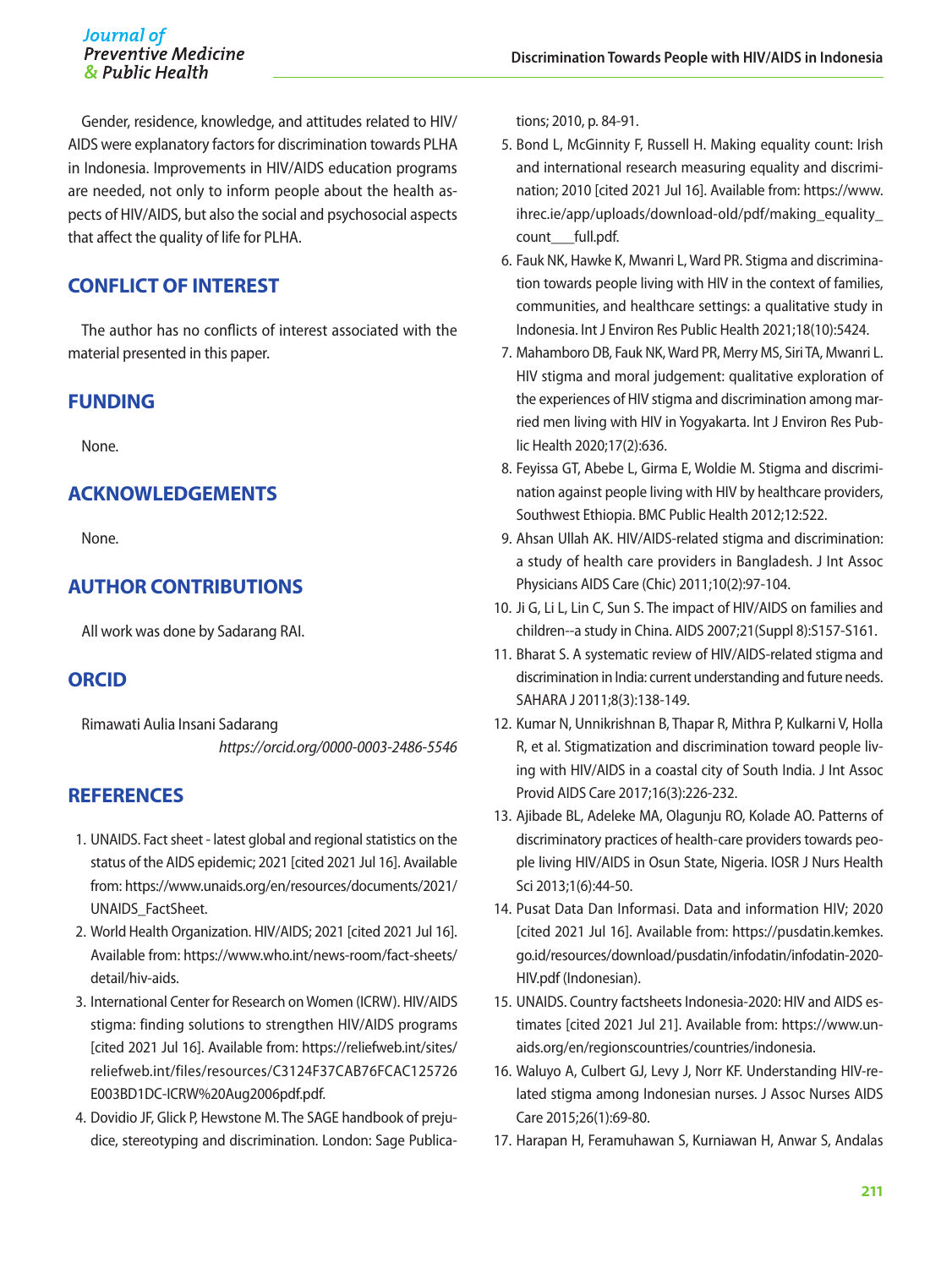Gender, residence, knowledge, and attitudes related to HIV/AIDS were explanatory factors for discrimination towards PLHA in Indonesia. Improvements in HIV/AIDS education programs are needed, not only to inform people about the health aspects of HIV/AIDS, but also the social and psychosocial aspects that affect the quality of life for PLHA.

## CONFLICT OF INTEREST

The author has no conflicts of interest associated with the material presented in this paper.

## FUNDING

None.

## ACKNOWLEDGEMENTS

None.

## AUTHOR CONTRIBUTIONS

All work was done by Sadarang RAI.

## ORCID

Rimawati Aulia Insani Sadarang
*https://orcid.org/0000-0003-2486-5546*

## REFERENCES

1. UNAIDS. Fact sheet - latest global and regional statistics on the status of the AIDS epidemic; 2021 [cited 2021 Jul 16]. Available from: https://www.unaids.org/en/resources/documents/2021/UNAIDS_FactSheet.
2. World Health Organization. HIV/AIDS; 2021 [cited 2021 Jul 16]. Available from: https://www.who.int/news-room/fact-sheets/detail/hiv-aids.
3. International Center for Research on Women (ICRW). HIV/AIDS stigma: finding solutions to strengthen HIV/AIDS programs [cited 2021 Jul 16]. Available from: https://reliefweb.int/sites/reliefweb.int/files/resources/C3124F37CAB76FCAC125726E003BD1DC-ICRW%20Aug2006pdf.pdf.
4. Dovidio JF, Glick P, Hewstone M. The SAGE handbook of prejudice, stereotyping and discrimination. London: Sage Publications; 2010, p. 84-91.
5. Bond L, McGinnity F, Russell H. Making equality count: Irish and international research measuring equality and discrimination; 2010 [cited 2021 Jul 16]. Available from: https://www.ihrec.ie/app/uploads/download-old/pdf/making_equality_count___full.pdf.
6. Fauk NK, Hawke K, Mwanri L, Ward PR. Stigma and discrimination towards people living with HIV in the context of families, communities, and healthcare settings: a qualitative study in Indonesia. Int J Environ Res Public Health 2021;18(10):5424.
7. Mahamboro DB, Fauk NK, Ward PR, Merry MS, Siri TA, Mwanri L. HIV stigma and moral judgement: qualitative exploration of the experiences of HIV stigma and discrimination among married men living with HIV in Yogyakarta. Int J Environ Res Public Health 2020;17(2):636.
8. Feyissa GT, Abebe L, Girma E, Woldie M. Stigma and discrimination against people living with HIV by healthcare providers, Southwest Ethiopia. BMC Public Health 2012;12:522.
9. Ahsan Ullah AK. HIV/AIDS-related stigma and discrimination: a study of health care providers in Bangladesh. J Int Assoc Physicians AIDS Care (Chic) 2011;10(2):97-104.
10. Ji G, Li L, Lin C, Sun S. The impact of HIV/AIDS on families and children--a study in China. AIDS 2007;21(Suppl 8):S157-S161.
11. Bharat S. A systematic review of HIV/AIDS-related stigma and discrimination in India: current understanding and future needs. SAHARA J 2011;8(3):138-149.
12. Kumar N, Unnikrishnan B, Thapar R, Mithra P, Kulkarni V, Holla R, et al. Stigmatization and discrimination toward people living with HIV/AIDS in a coastal city of South India. J Int Assoc Provid AIDS Care 2017;16(3):226-232.
13. Ajibade BL, Adeleke MA, Olagunju RO, Kolade AO. Patterns of discriminatory practices of health-care providers towards people living HIV/AIDS in Osun State, Nigeria. IOSR J Nurs Health Sci 2013;1(6):44-50.
14. Pusat Data Dan Informasi. Data and information HIV; 2020 [cited 2021 Jul 16]. Available from: https://pusdatin.kemkes.go.id/resources/download/pusdatin/infodatin/infodatin-2020-HIV.pdf (Indonesian).
15. UNAIDS. Country factsheets Indonesia-2020: HIV and AIDS estimates [cited 2021 Jul 21]. Available from: https://www.unaids.org/en/regionscountries/countries/indonesia.
16. Waluyo A, Culbert GJ, Levy J, Norr KF. Understanding HIV-related stigma among Indonesian nurses. J Assoc Nurses AIDS Care 2015;26(1):69-80.
17. Harapan H, Feramuhawan S, Kurniawan H, Anwar S, Andalas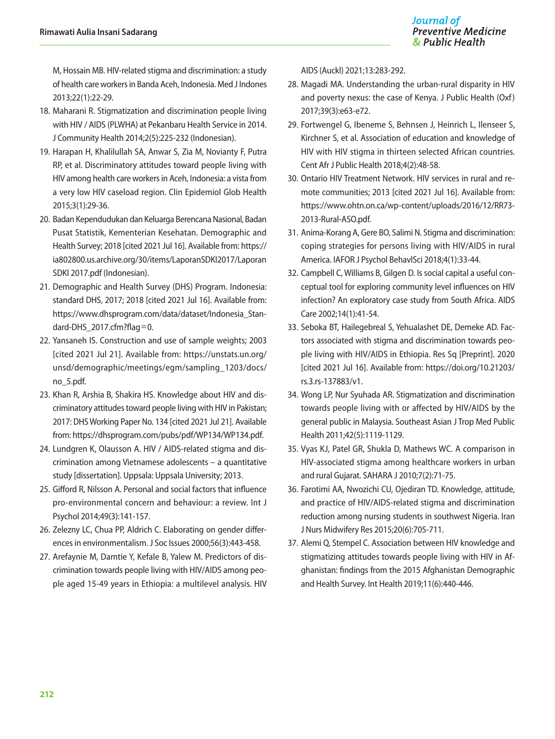M, Hossain MB. HIV-related stigma and discrimination: a study of health care workers in Banda Aceh, Indonesia. Med J Indones 2013;22(1):22-29.

18. Maharani R. Stigmatization and discrimination people living with HIV / AIDS (PLWHA) at Pekanbaru Health Service in 2014. J Community Health 2014;2(5):225-232 (Indonesian).
19. Harapan H, Khalilullah SA, Anwar S, Zia M, Novianty F, Putra RP, et al. Discriminatory attitudes toward people living with HIV among health care workers in Aceh, Indonesia: a vista from a very low HIV caseload region. Clin Epidemiol Glob Health 2015;3(1):29-36.
20. Badan Kependudukan dan Keluarga Berencana Nasional, Badan Pusat Statistik, Kementerian Kesehatan. Demographic and Health Survey; 2018 [cited 2021 Jul 16]. Available from: https://ia802800.us.archive.org/30/items/LaporanSDKI2017/Laporan SDKI 2017.pdf (Indonesian).
21. Demographic and Health Survey (DHS) Program. Indonesia: standard DHS, 2017; 2018 [cited 2021 Jul 16]. Available from: https://www.dhsprogram.com/data/dataset/Indonesia_Standard-DHS_2017.cfm?flag=0.
22. Yansaneh IS. Construction and use of sample weights; 2003 [cited 2021 Jul 21]. Available from: https://unstats.un.org/unsd/demographic/meetings/egm/sampling_1203/docs/no_5.pdf.
23. Khan R, Arshia B, Shakira HS. Knowledge about HIV and discriminatory attitudes toward people living with HIV in Pakistan; 2017: DHS Working Paper No. 134 [cited 2021 Jul 21]. Available from: https://dhsprogram.com/pubs/pdf/WP134/WP134.pdf.
24. Lundgren K, Olausson A. HIV / AIDS-related stigma and discrimination among Vietnamese adolescents – a quantitative study [dissertation]. Uppsala: Uppsala University; 2013.
25. Gifford R, Nilsson A. Personal and social factors that influence pro-environmental concern and behaviour: a review. Int J Psychol 2014;49(3):141-157.
26. Zelezny LC, Chua PP, Aldrich C. Elaborating on gender differences in environmentalism. J Soc Issues 2000;56(3):443-458.
27. Arefaynie M, Damtie Y, Kefale B, Yalew M. Predictors of discrimination towards people living with HIV/AIDS among people aged 15-49 years in Ethiopia: a multilevel analysis. HIV AIDS (Auckl) 2021;13:283-292.
28. Magadi MA. Understanding the urban-rural disparity in HIV and poverty nexus: the case of Kenya. J Public Health (Oxf) 2017;39(3):e63-e72.
29. Fortwengel G, Ibeneme S, Behnsen J, Heinrich L, Ilenseer S, Kirchner S, et al. Association of education and knowledge of HIV with HIV stigma in thirteen selected African countries. Cent Afr J Public Health 2018;4(2):48-58.
30. Ontario HIV Treatment Network. HIV services in rural and remote communities; 2013 [cited 2021 Jul 16]. Available from: https://www.ohtn.on.ca/wp-content/uploads/2016/12/RR73-2013-Rural-ASO.pdf.
31. Anima-Korang A, Gere BO, Salimi N. Stigma and discrimination: coping strategies for persons living with HIV/AIDS in rural America. IAFOR J Psychol BehavlSci 2018;4(1):33-44.
32. Campbell C, Williams B, Gilgen D. Is social capital a useful conceptual tool for exploring community level influences on HIV infection? An exploratory case study from South Africa. AIDS Care 2002;14(1):41-54.
33. Seboka BT, Hailegebreal S, Yehualashet DE, Demeke AD. Factors associated with stigma and discrimination towards people living with HIV/AIDS in Ethiopia. Res Sq [Preprint]. 2020 [cited 2021 Jul 16]. Available from: https://doi.org/10.21203/rs.3.rs-137883/v1.
34. Wong LP, Nur Syuhada AR. Stigmatization and discrimination towards people living with or affected by HIV/AIDS by the general public in Malaysia. Southeast Asian J Trop Med Public Health 2011;42(5):1119-1129.
35. Vyas KJ, Patel GR, Shukla D, Mathews WC. A comparison in HIV-associated stigma among healthcare workers in urban and rural Gujarat. SAHARA J 2010;7(2):71-75.
36. Farotimi AA, Nwozichi CU, Ojediran TD. Knowledge, attitude, and practice of HIV/AIDS-related stigma and discrimination reduction among nursing students in southwest Nigeria. Iran J Nurs Midwifery Res 2015;20(6):705-711.
37. Alemi Q, Stempel C. Association between HIV knowledge and stigmatizing attitudes towards people living with HIV in Afghanistan: findings from the 2015 Afghanistan Demographic and Health Survey. Int Health 2019;11(6):440-446.